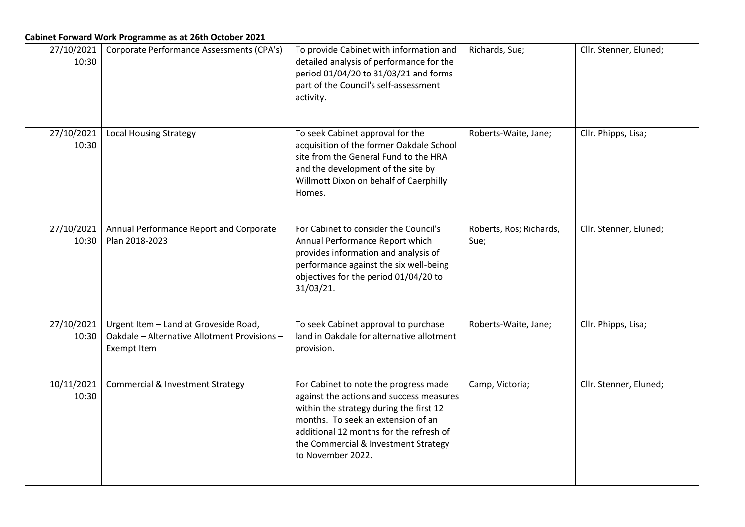**Cabinet Forward Work Programme as at 26th October 2021**

| | | | | |
|---|---|---|---|---|
| 27/10/2021 10:30 | Corporate Performance Assessments (CPA's) | To provide Cabinet with information and detailed analysis of performance for the period 01/04/20 to 31/03/21 and forms part of the Council's self-assessment activity. | Richards, Sue; | Cllr. Stenner, Eluned; |
| 27/10/2021 10:30 | Local Housing Strategy | To seek Cabinet approval for the acquisition of the former Oakdale School site from the General Fund to the HRA and the development of the site by Willmott Dixon on behalf of Caerphilly Homes. | Roberts-Waite, Jane; | Cllr. Phipps, Lisa; |
| 27/10/2021 10:30 | Annual Performance Report and Corporate Plan 2018-2023 | For Cabinet to consider the Council's Annual Performance Report which provides information and analysis of performance against the six well-being objectives for the period 01/04/20 to 31/03/21. | Roberts, Ros; Richards, Sue; | Cllr. Stenner, Eluned; |
| 27/10/2021 10:30 | Urgent Item – Land at Groveside Road, Oakdale – Alternative Allotment Provisions – Exempt Item | To seek Cabinet approval to purchase land in Oakdale for alternative allotment provision. | Roberts-Waite, Jane; | Cllr. Phipps, Lisa; |
| 10/11/2021 10:30 | Commercial & Investment Strategy | For Cabinet to note the progress made against the actions and success measures within the strategy during the first 12 months. To seek an extension of an additional 12 months for the refresh of the Commercial & Investment Strategy to November 2022. | Camp, Victoria; | Cllr. Stenner, Eluned; |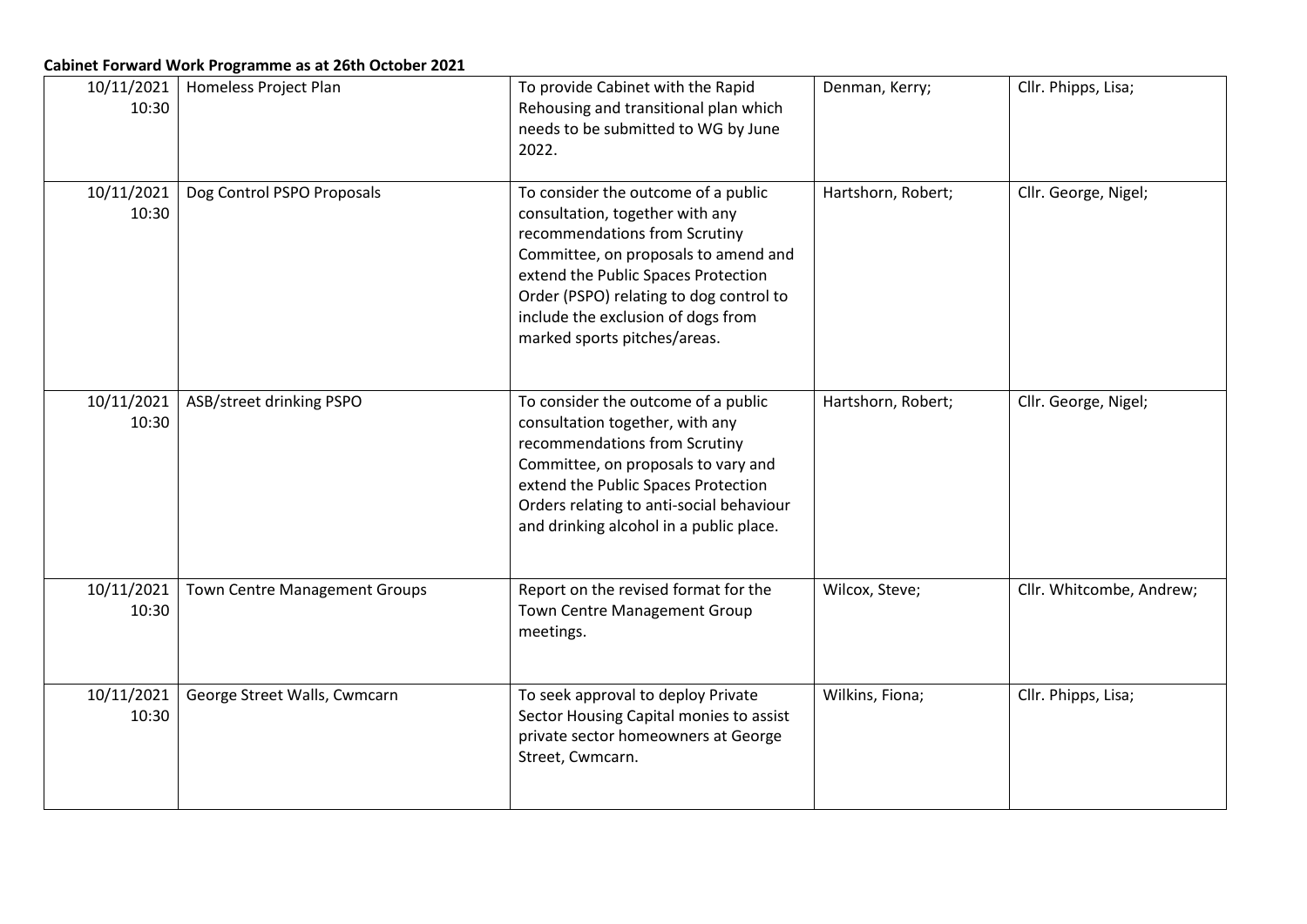**Cabinet Forward Work Programme as at 26th October 2021**

| | | | | |
|---|---|---|---|---|
| 10/11/2021 10:30 | Homeless Project Plan | To provide Cabinet with the Rapid Rehousing and transitional plan which needs to be submitted to WG by June 2022. | Denman, Kerry; | Cllr. Phipps, Lisa; |
| 10/11/2021 10:30 | Dog Control PSPO Proposals | To consider the outcome of a public consultation, together with any recommendations from Scrutiny Committee, on proposals to amend and extend the Public Spaces Protection Order (PSPO) relating to dog control to include the exclusion of dogs from marked sports pitches/areas. | Hartshorn, Robert; | Cllr. George, Nigel; |
| 10/11/2021 10:30 | ASB/street drinking PSPO | To consider the outcome of a public consultation together, with any recommendations from Scrutiny Committee, on proposals to vary and extend the Public Spaces Protection Orders relating to anti-social behaviour and drinking alcohol in a public place. | Hartshorn, Robert; | Cllr. George, Nigel; |
| 10/11/2021 10:30 | Town Centre Management Groups | Report on the revised format for the Town Centre Management Group meetings. | Wilcox, Steve; | Cllr. Whitcombe, Andrew; |
| 10/11/2021 10:30 | George Street Walls, Cwmcarn | To seek approval to deploy Private Sector Housing Capital monies to assist private sector homeowners at George Street, Cwmcarn. | Wilkins, Fiona; | Cllr. Phipps, Lisa; |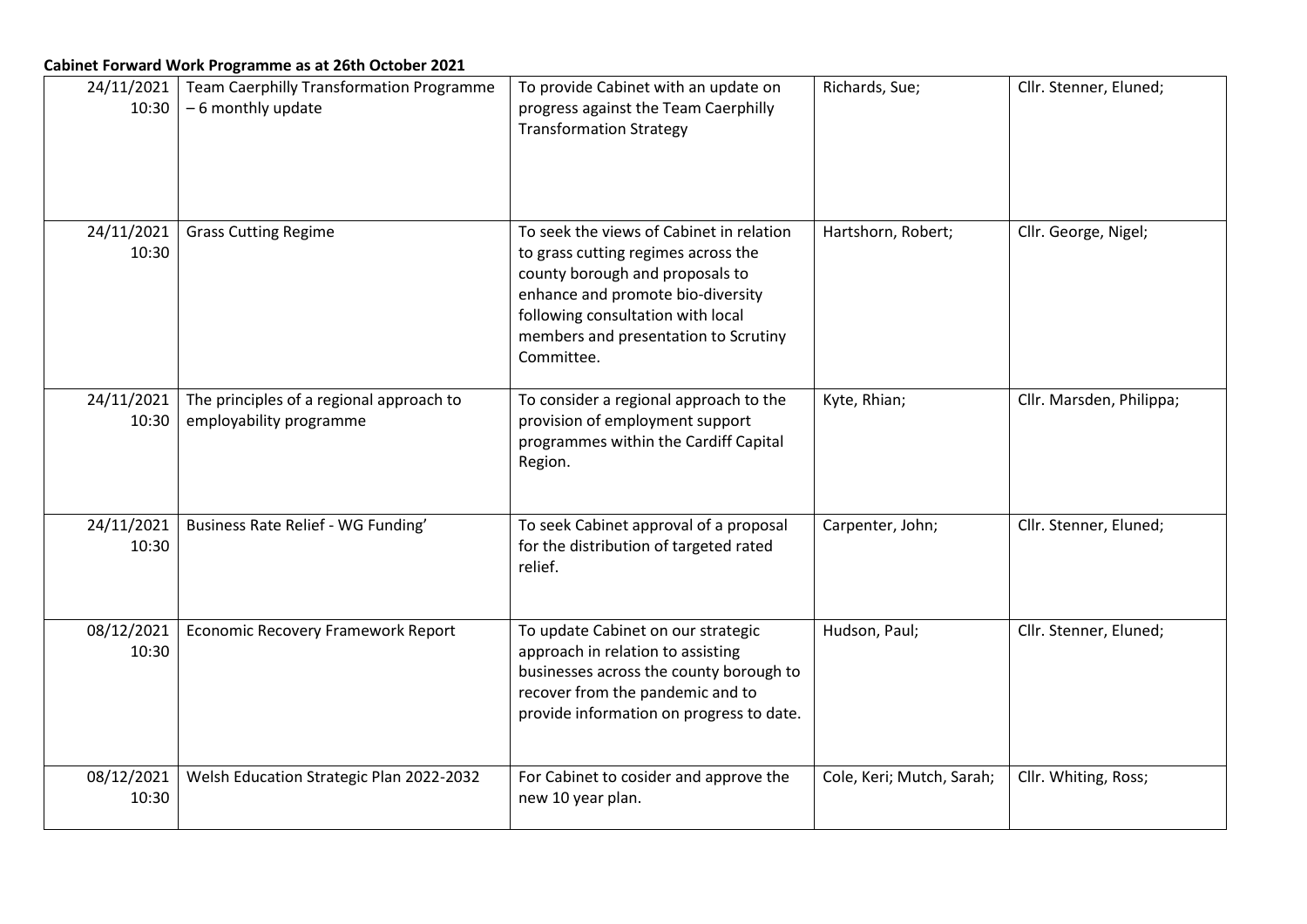**Cabinet Forward Work Programme as at 26th October 2021**

| | | | | |
|---|---|---|---|---|
| 24/11/2021 10:30 | Team Caerphilly Transformation Programme – 6 monthly update | To provide Cabinet with an update on progress against the Team Caerphilly Transformation Strategy | Richards, Sue; | Cllr. Stenner, Eluned; |
| 24/11/2021 10:30 | Grass Cutting Regime | To seek the views of Cabinet in relation to grass cutting regimes across the county borough and proposals to enhance and promote bio-diversity following consultation with local members and presentation to Scrutiny Committee. | Hartshorn, Robert; | Cllr. George, Nigel; |
| 24/11/2021 10:30 | The principles of a regional approach to employability programme | To consider a regional approach to the provision of employment support programmes within the Cardiff Capital Region. | Kyte, Rhian; | Cllr. Marsden, Philippa; |
| 24/11/2021 10:30 | Business Rate Relief - WG Funding' | To seek Cabinet approval of a proposal for the distribution of targeted rated relief. | Carpenter, John; | Cllr. Stenner, Eluned; |
| 08/12/2021 10:30 | Economic Recovery Framework Report | To update Cabinet on our strategic approach in relation to assisting businesses across the county borough to recover from the pandemic and to provide information on progress to date. | Hudson, Paul; | Cllr. Stenner, Eluned; |
| 08/12/2021 10:30 | Welsh Education Strategic Plan 2022-2032 | For Cabinet to cosider and approve the new 10 year plan. | Cole, Keri; Mutch, Sarah; | Cllr. Whiting, Ross; |